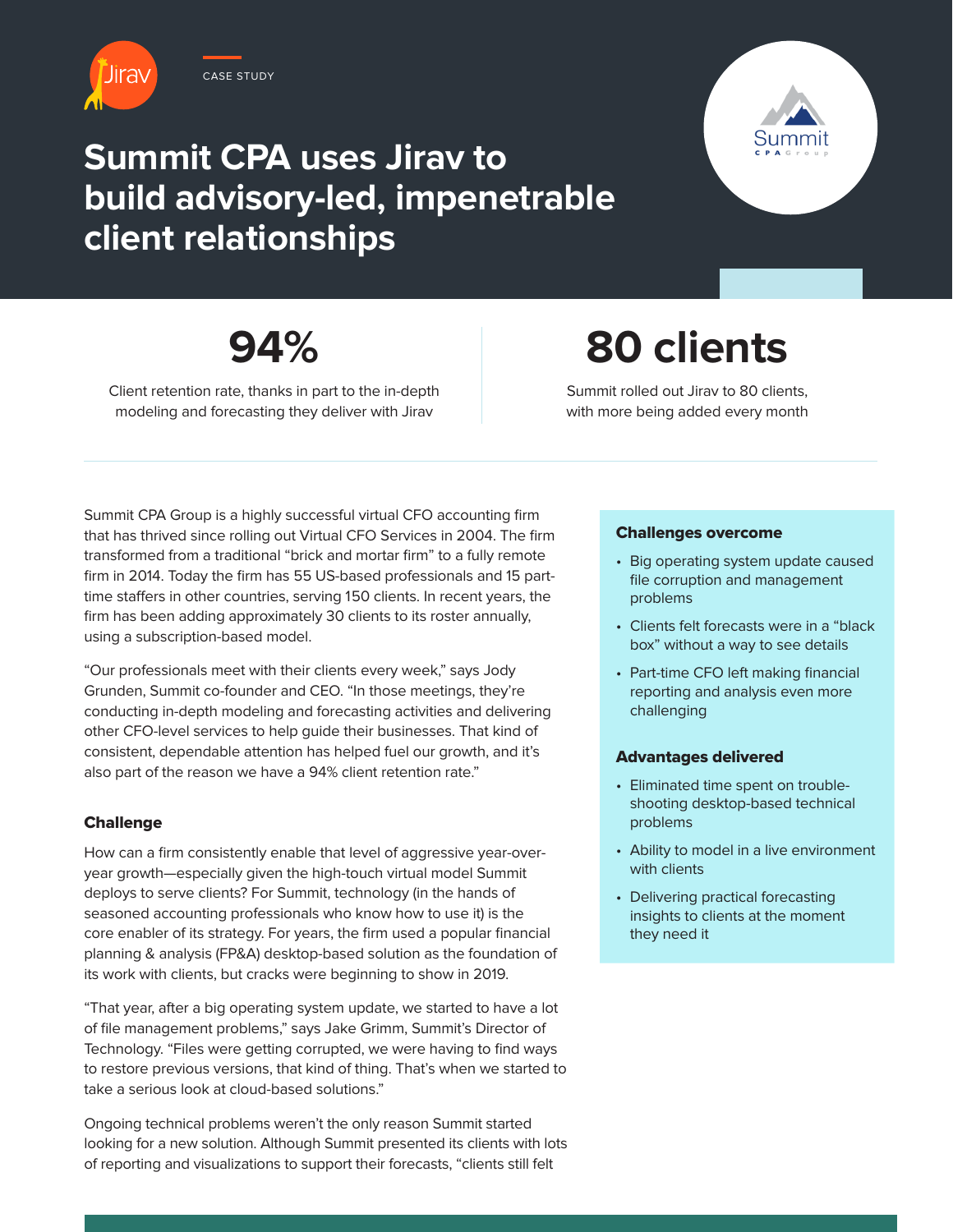CASE STUDY

# Summit CPA uses Jirav to build advisory-led, impenetrable client relationships

**94%**

Client retention rate, thanks in part to the in-depth modeling and forecasting they deliver with Jirav

**80 clients**

Summit rolled out Jirav to 80 clients, with more being added every month

Summit CPA Group is a highly successful virtual CFO accounting firm that has thrived since rolling out Virtual CFO Services in 2004. The firm transformed from a traditional "brick and mortar firm" to a fully remote firm in 2014. Today the firm has 55 US-based professionals and 15 part-time staffers in other countries, serving 150 clients. In recent years, the firm has been adding approximately 30 clients to its roster annually, using a subscription-based model.

"Our professionals meet with their clients every week," says Jody Grunden, Summit co-founder and CEO. "In those meetings, they're conducting in-depth modeling and forecasting activities and delivering other CFO-level services to help guide their businesses. That kind of consistent, dependable attention has helped fuel our growth, and it's also part of the reason we have a 94% client retention rate."

### Challenges overcome

- Big operating system update caused file corruption and management problems
- Clients felt forecasts were in a "black box" without a way to see details
- Part-time CFO left making financial reporting and analysis even more challenging

### Advantages delivered

- Eliminated time spent on trouble-shooting desktop-based technical problems
- Ability to model in a live environment with clients
- Delivering practical forecasting insights to clients at the moment they need it

## Challenge

How can a firm consistently enable that level of aggressive year-over-year growth—especially given the high-touch virtual model Summit deploys to serve clients? For Summit, technology (in the hands of seasoned accounting professionals who know how to use it) is the core enabler of its strategy. For years, the firm used a popular financial planning & analysis (FP&A) desktop-based solution as the foundation of its work with clients, but cracks were beginning to show in 2019.

"That year, after a big operating system update, we started to have a lot of file management problems," says Jake Grimm, Summit's Director of Technology. "Files were getting corrupted, we were having to find ways to restore previous versions, that kind of thing. That's when we started to take a serious look at cloud-based solutions."

Ongoing technical problems weren't the only reason Summit started looking for a new solution. Although Summit presented its clients with lots of reporting and visualizations to support their forecasts, "clients still felt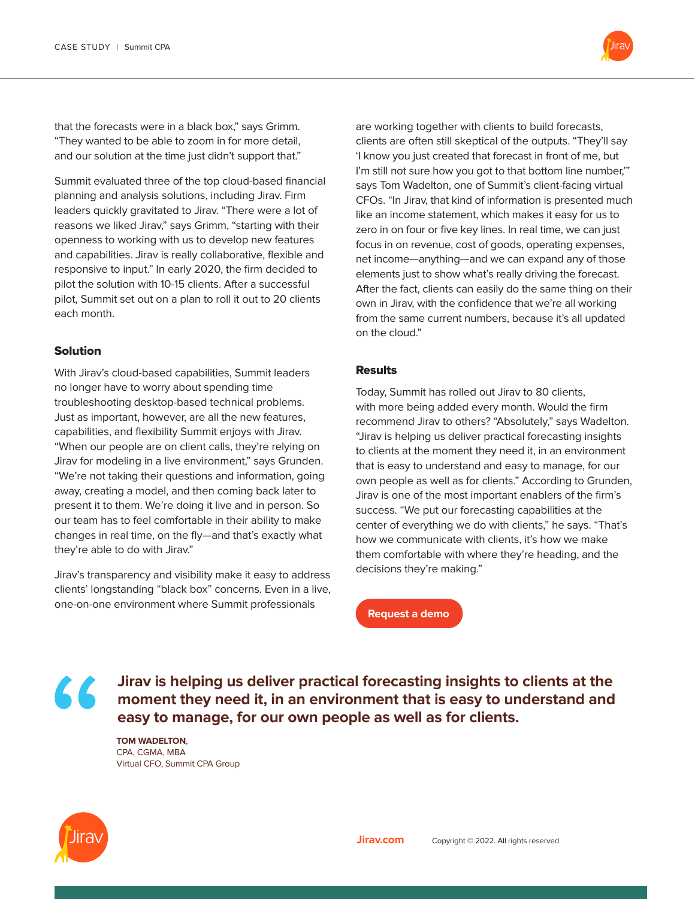that the forecasts were in a black box," says Grimm. "They wanted to be able to zoom in for more detail, and our solution at the time just didn't support that."

Summit evaluated three of the top cloud-based financial planning and analysis solutions, including Jirav. Firm leaders quickly gravitated to Jirav. "There were a lot of reasons we liked Jirav," says Grimm, "starting with their openness to working with us to develop new features and capabilities. Jirav is really collaborative, flexible and responsive to input." In early 2020, the firm decided to pilot the solution with 10-15 clients. After a successful pilot, Summit set out on a plan to roll it out to 20 clients each month.

### Solution

With Jirav's cloud-based capabilities, Summit leaders no longer have to worry about spending time troubleshooting desktop-based technical problems. Just as important, however, are all the new features, capabilities, and flexibility Summit enjoys with Jirav. "When our people are on client calls, they're relying on Jirav for modeling in a live environment," says Grunden. "We're not taking their questions and information, going away, creating a model, and then coming back later to present it to them. We're doing it live and in person. So our team has to feel comfortable in their ability to make changes in real time, on the fly—and that's exactly what they're able to do with Jirav."

Jirav's transparency and visibility make it easy to address clients' longstanding "black box" concerns. Even in a live, one-on-one environment where Summit professionals are working together with clients to build forecasts, clients are often still skeptical of the outputs. "They'll say 'I know you just created that forecast in front of me, but I'm still not sure how you got to that bottom line number,'" says Tom Wadelton, one of Summit's client-facing virtual CFOs. "In Jirav, that kind of information is presented much like an income statement, which makes it easy for us to zero in on four or five key lines. In real time, we can just focus in on revenue, cost of goods, operating expenses, net income—anything—and we can expand any of those elements just to show what's really driving the forecast. After the fact, clients can easily do the same thing on their own in Jirav, with the confidence that we're all working from the same current numbers, because it's all updated on the cloud."

### Results

Today, Summit has rolled out Jirav to 80 clients, with more being added every month. Would the firm recommend Jirav to others? "Absolutely," says Wadelton. "Jirav is helping us deliver practical forecasting insights to clients at the moment they need it, in an environment that is easy to understand and easy to manage, for our own people as well as for clients." According to Grunden, Jirav is one of the most important enablers of the firm's success. "We put our forecasting capabilities at the center of everything we do with clients," he says. "That's how we communicate with clients, it's how we make them comfortable with where they're heading, and the decisions they're making."

Request a demo

> **Jirav is helping us deliver practical forecasting insights to clients at the moment they need it, in an environment that is easy to understand and easy to manage, for our own people as well as for clients.**
>
> **TOM WADELTON**, CPA, CGMA, MBA
> Virtual CFO, Summit CPA Group

Jirav.com

Copyright © 2022. All rights reserved